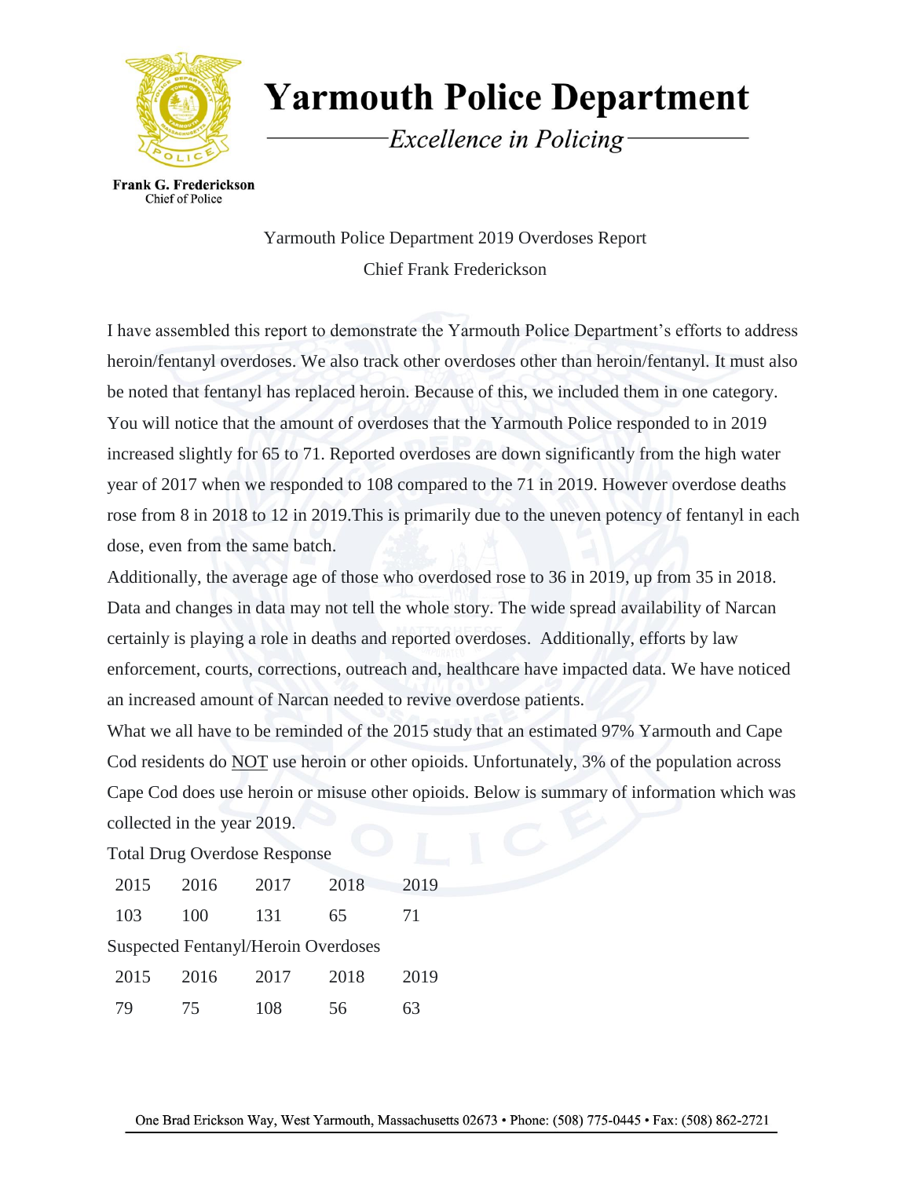# Yarmouth Police Department

*Excellence in Policing*

**Frank G. Frederickson**
Chief of Police

Yarmouth Police Department 2019 Overdoses Report

Chief Frank Frederickson

I have assembled this report to demonstrate the Yarmouth Police Department's efforts to address heroin/fentanyl overdoses. We also track other overdoses other than heroin/fentanyl. It must also be noted that fentanyl has replaced heroin. Because of this, we included them in one category. You will notice that the amount of overdoses that the Yarmouth Police responded to in 2019 increased slightly for 65 to 71. Reported overdoses are down significantly from the high water year of 2017 when we responded to 108 compared to the 71 in 2019. However overdose deaths rose from 8 in 2018 to 12 in 2019.This is primarily due to the uneven potency of fentanyl in each dose, even from the same batch.

Additionally, the average age of those who overdosed rose to 36 in 2019, up from 35 in 2018. Data and changes in data may not tell the whole story. The wide spread availability of Narcan certainly is playing a role in deaths and reported overdoses. Additionally, efforts by law enforcement, courts, corrections, outreach and, healthcare have impacted data. We have noticed an increased amount of Narcan needed to revive overdose patients.

What we all have to be reminded of the 2015 study that an estimated 97% Yarmouth and Cape Cod residents do <u>NOT</u> use heroin or other opioids. Unfortunately, 3% of the population across Cape Cod does use heroin or misuse other opioids. Below is summary of information which was collected in the year 2019.

Total Drug Overdose Response

| 2015 | 2016 | 2017 | 2018 | 2019 |
|---|---|---|---|---|
| 103 | 100 | 131 | 65 | 71 |

Suspected Fentanyl/Heroin Overdoses

| 2015 | 2016 | 2017 | 2018 | 2019 |
|---|---|---|---|---|
| 79 | 75 | 108 | 56 | 63 |

One Brad Erickson Way, West Yarmouth, Massachusetts 02673 • Phone: (508) 775-0445 • Fax: (508) 862-2721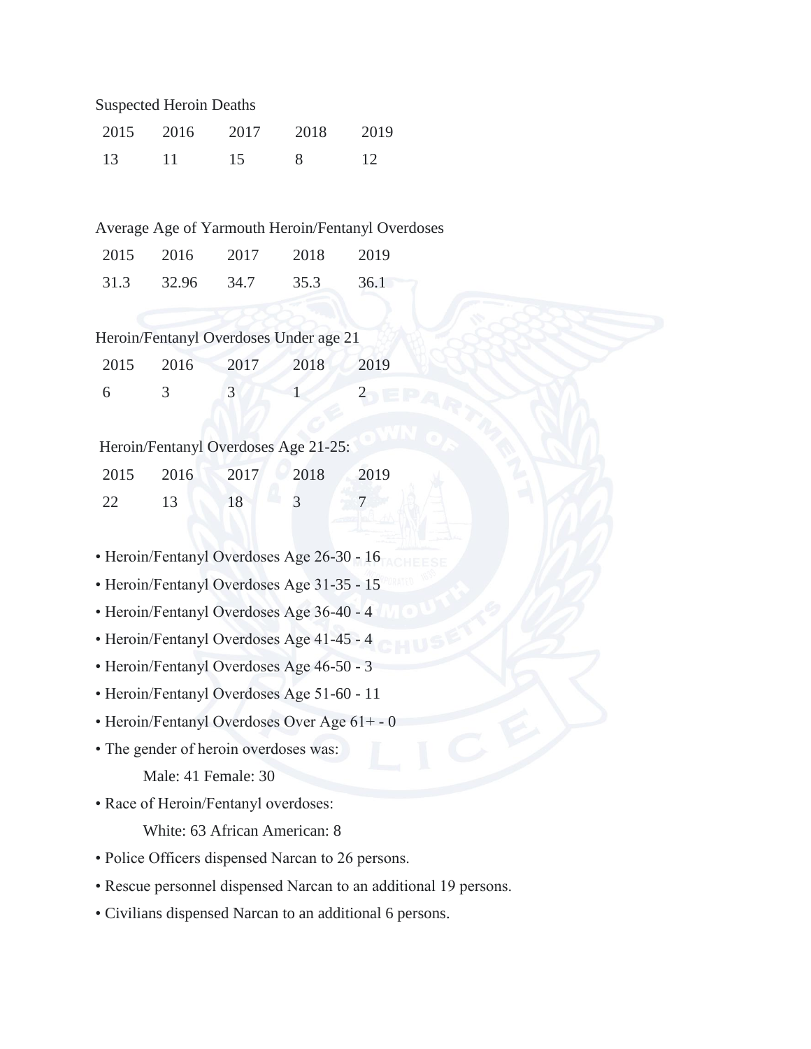Suspected Heroin Deaths

| 2015 | 2016 | 2017 | 2018 | 2019 |
|---|---|---|---|---|
| 13 | 11 | 15 | 8 | 12 |

Average Age of Yarmouth Heroin/Fentanyl Overdoses

| 2015 | 2016 | 2017 | 2018 | 2019 |
|---|---|---|---|---|
| 31.3 | 32.96 | 34.7 | 35.3 | 36.1 |

Heroin/Fentanyl Overdoses Under age 21

| 2015 | 2016 | 2017 | 2018 | 2019 |
|---|---|---|---|---|
| 6 | 3 | 3 | 1 | 2 |

Heroin/Fentanyl Overdoses Age 21-25:

| 2015 | 2016 | 2017 | 2018 | 2019 |
|---|---|---|---|---|
| 22 | 13 | 18 | 3 | 7 |

- Heroin/Fentanyl Overdoses Age 26-30 - 16
- Heroin/Fentanyl Overdoses Age 31-35 - 15
- Heroin/Fentanyl Overdoses Age 36-40 - 4
- Heroin/Fentanyl Overdoses Age 41-45 - 4
- Heroin/Fentanyl Overdoses Age 46-50 - 3
- Heroin/Fentanyl Overdoses Age 51-60 - 11
- Heroin/Fentanyl Overdoses Over Age 61+ - 0
- The gender of heroin overdoses was:

  Male: 41 Female: 30
- Race of Heroin/Fentanyl overdoses:

  White: 63 African American: 8
- Police Officers dispensed Narcan to 26 persons.
- Rescue personnel dispensed Narcan to an additional 19 persons.
- Civilians dispensed Narcan to an additional 6 persons.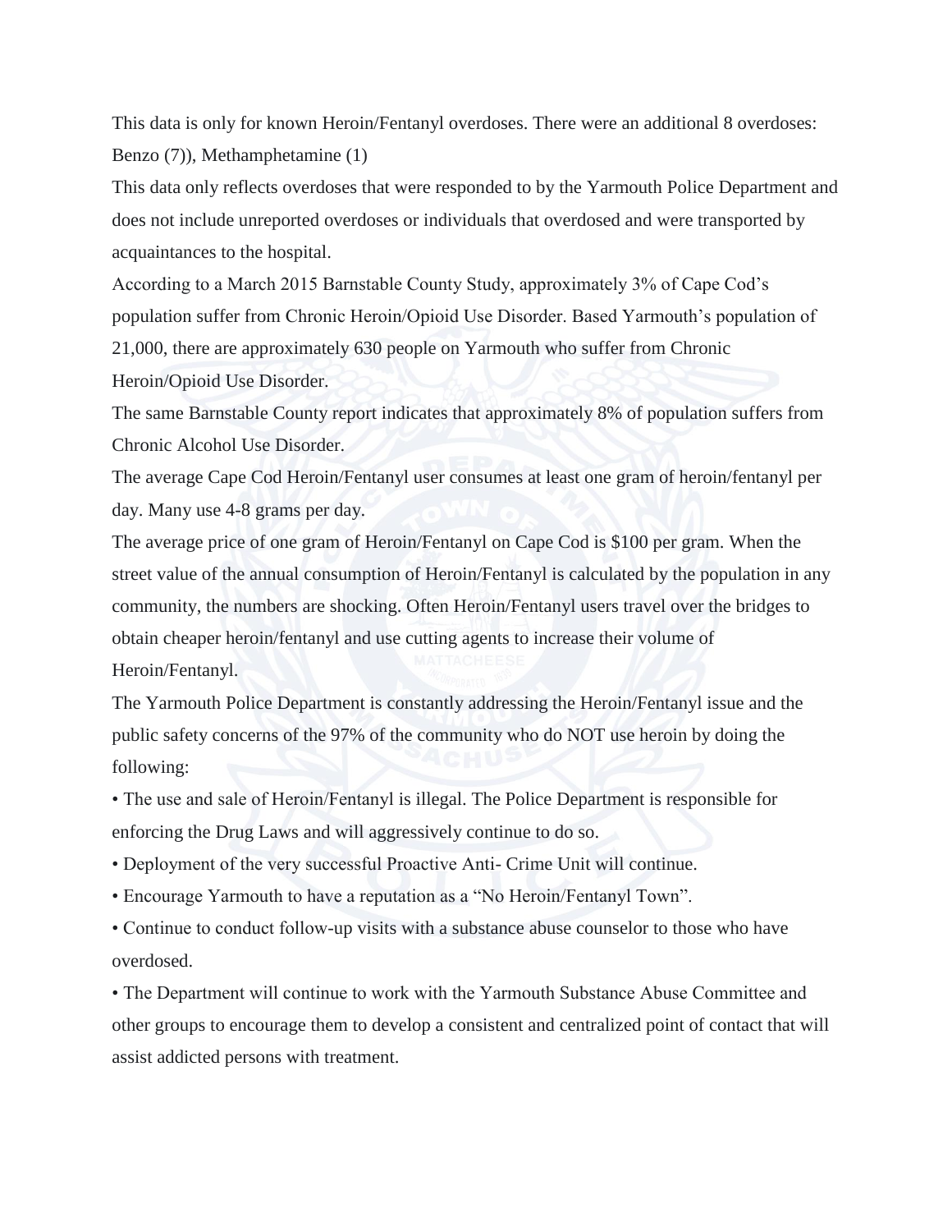This data is only for known Heroin/Fentanyl overdoses. There were an additional 8 overdoses: Benzo (7)), Methamphetamine (1)

This data only reflects overdoses that were responded to by the Yarmouth Police Department and does not include unreported overdoses or individuals that overdosed and were transported by acquaintances to the hospital.

According to a March 2015 Barnstable County Study, approximately 3% of Cape Cod's population suffer from Chronic Heroin/Opioid Use Disorder. Based Yarmouth's population of 21,000, there are approximately 630 people on Yarmouth who suffer from Chronic Heroin/Opioid Use Disorder.

The same Barnstable County report indicates that approximately 8% of population suffers from Chronic Alcohol Use Disorder.

The average Cape Cod Heroin/Fentanyl user consumes at least one gram of heroin/fentanyl per day. Many use 4-8 grams per day.

The average price of one gram of Heroin/Fentanyl on Cape Cod is $100 per gram. When the street value of the annual consumption of Heroin/Fentanyl is calculated by the population in any community, the numbers are shocking. Often Heroin/Fentanyl users travel over the bridges to obtain cheaper heroin/fentanyl and use cutting agents to increase their volume of Heroin/Fentanyl.

The Yarmouth Police Department is constantly addressing the Heroin/Fentanyl issue and the public safety concerns of the 97% of the community who do NOT use heroin by doing the following:

- The use and sale of Heroin/Fentanyl is illegal. The Police Department is responsible for enforcing the Drug Laws and will aggressively continue to do so.
- Deployment of the very successful Proactive Anti- Crime Unit will continue.
- Encourage Yarmouth to have a reputation as a "No Heroin/Fentanyl Town".
- Continue to conduct follow-up visits with a substance abuse counselor to those who have overdosed.
- The Department will continue to work with the Yarmouth Substance Abuse Committee and other groups to encourage them to develop a consistent and centralized point of contact that will assist addicted persons with treatment.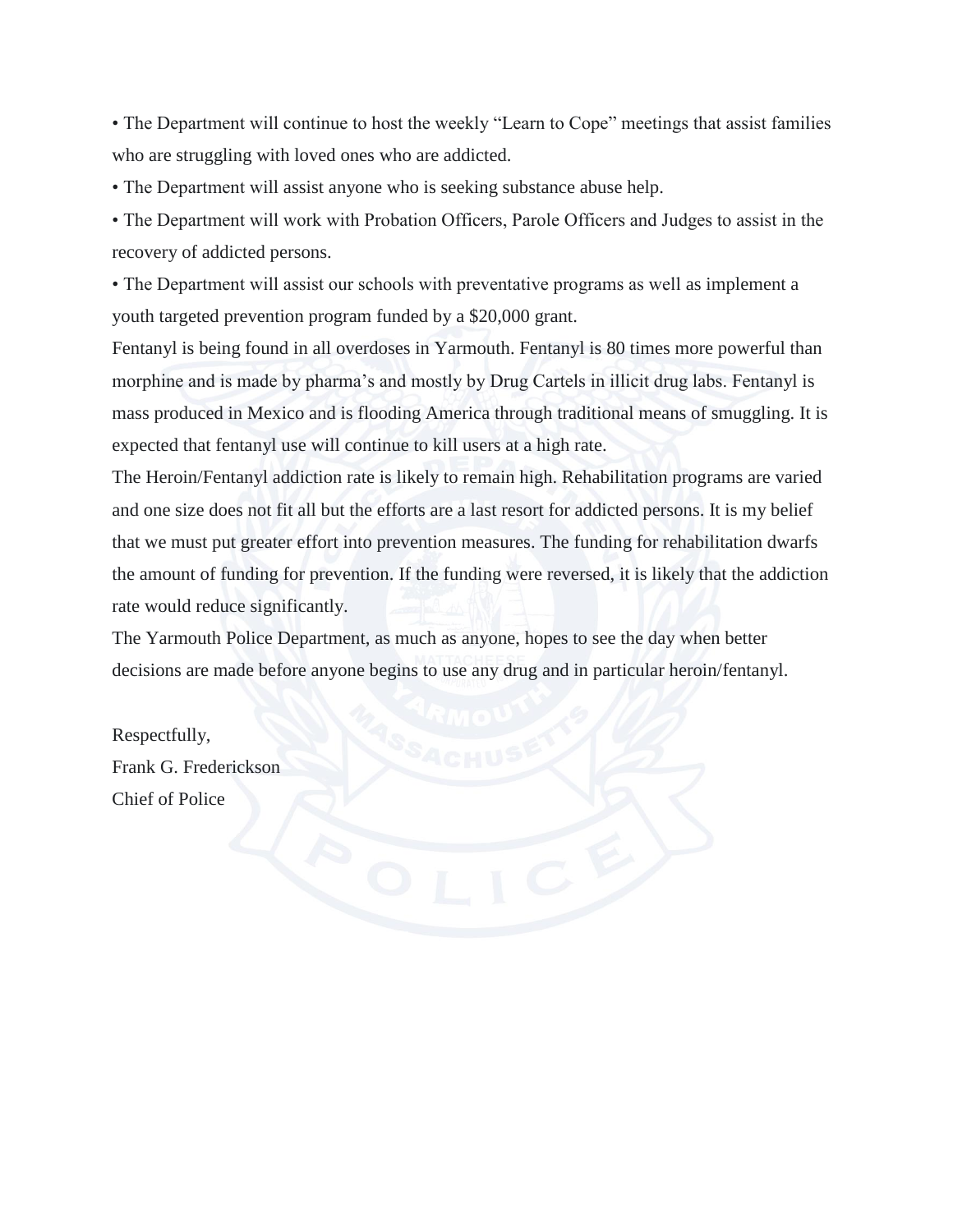- The Department will continue to host the weekly "Learn to Cope" meetings that assist families who are struggling with loved ones who are addicted.
- The Department will assist anyone who is seeking substance abuse help.
- The Department will work with Probation Officers, Parole Officers and Judges to assist in the recovery of addicted persons.
- The Department will assist our schools with preventative programs as well as implement a youth targeted prevention program funded by a $20,000 grant.

Fentanyl is being found in all overdoses in Yarmouth. Fentanyl is 80 times more powerful than morphine and is made by pharma's and mostly by Drug Cartels in illicit drug labs. Fentanyl is mass produced in Mexico and is flooding America through traditional means of smuggling. It is expected that fentanyl use will continue to kill users at a high rate.

The Heroin/Fentanyl addiction rate is likely to remain high. Rehabilitation programs are varied and one size does not fit all but the efforts are a last resort for addicted persons. It is my belief that we must put greater effort into prevention measures. The funding for rehabilitation dwarfs the amount of funding for prevention. If the funding were reversed, it is likely that the addiction rate would reduce significantly.

The Yarmouth Police Department, as much as anyone, hopes to see the day when better decisions are made before anyone begins to use any drug and in particular heroin/fentanyl.

Respectfully,
Frank G. Frederickson
Chief of Police